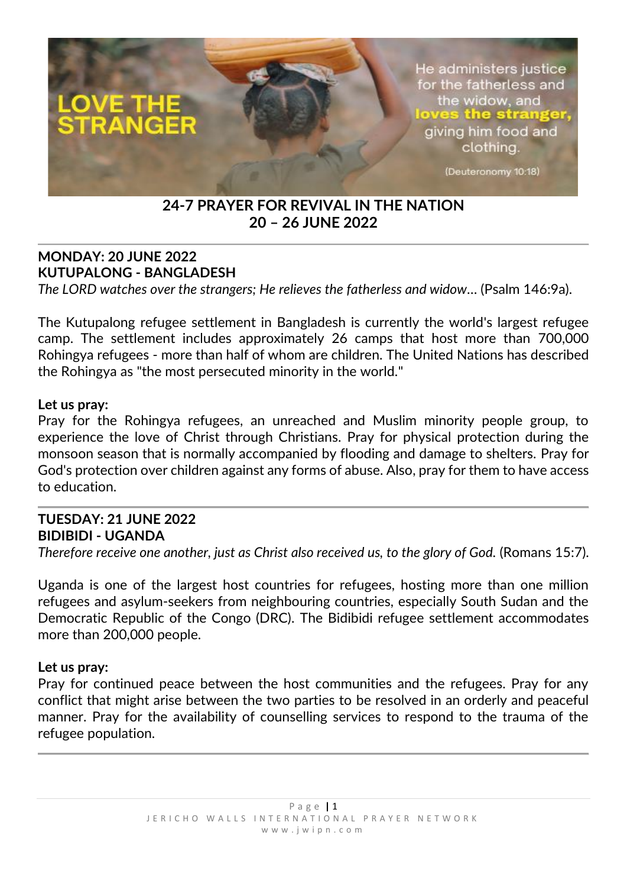LOVE THE STRANGER

He administers justice for the fatherless and the widow, and **loves the stranger,** giving him food and clothing.

(Deuteronomy 10:18)

# 24-7 PRAYER FOR REVIVAL IN THE NATION
# 20 – 26 JUNE 2022

---

## MONDAY: 20 JUNE 2022
## KUTUPALONG - BANGLADESH

*The LORD watches over the strangers; He relieves the fatherless and widow…* (Psalm 146:9a).

The Kutupalong refugee settlement in Bangladesh is currently the world's largest refugee camp. The settlement includes approximately 26 camps that host more than 700,000 Rohingya refugees - more than half of whom are children. The United Nations has described the Rohingya as "the most persecuted minority in the world."

**Let us pray:**
Pray for the Rohingya refugees, an unreached and Muslim minority people group, to experience the love of Christ through Christians. Pray for physical protection during the monsoon season that is normally accompanied by flooding and damage to shelters. Pray for God's protection over children against any forms of abuse. Also, pray for them to have access to education.

---

## TUESDAY: 21 JUNE 2022
## BIDIBIDI - UGANDA

*Therefore receive one another, just as Christ also received us, to the glory of God.* (Romans 15:7).

Uganda is one of the largest host countries for refugees, hosting more than one million refugees and asylum-seekers from neighbouring countries, especially South Sudan and the Democratic Republic of the Congo (DRC). The Bidibidi refugee settlement accommodates more than 200,000 people.

**Let us pray:**
Pray for continued peace between the host communities and the refugees. Pray for any conflict that might arise between the two parties to be resolved in an orderly and peaceful manner. Pray for the availability of counselling services to respond to the trauma of the refugee population.

---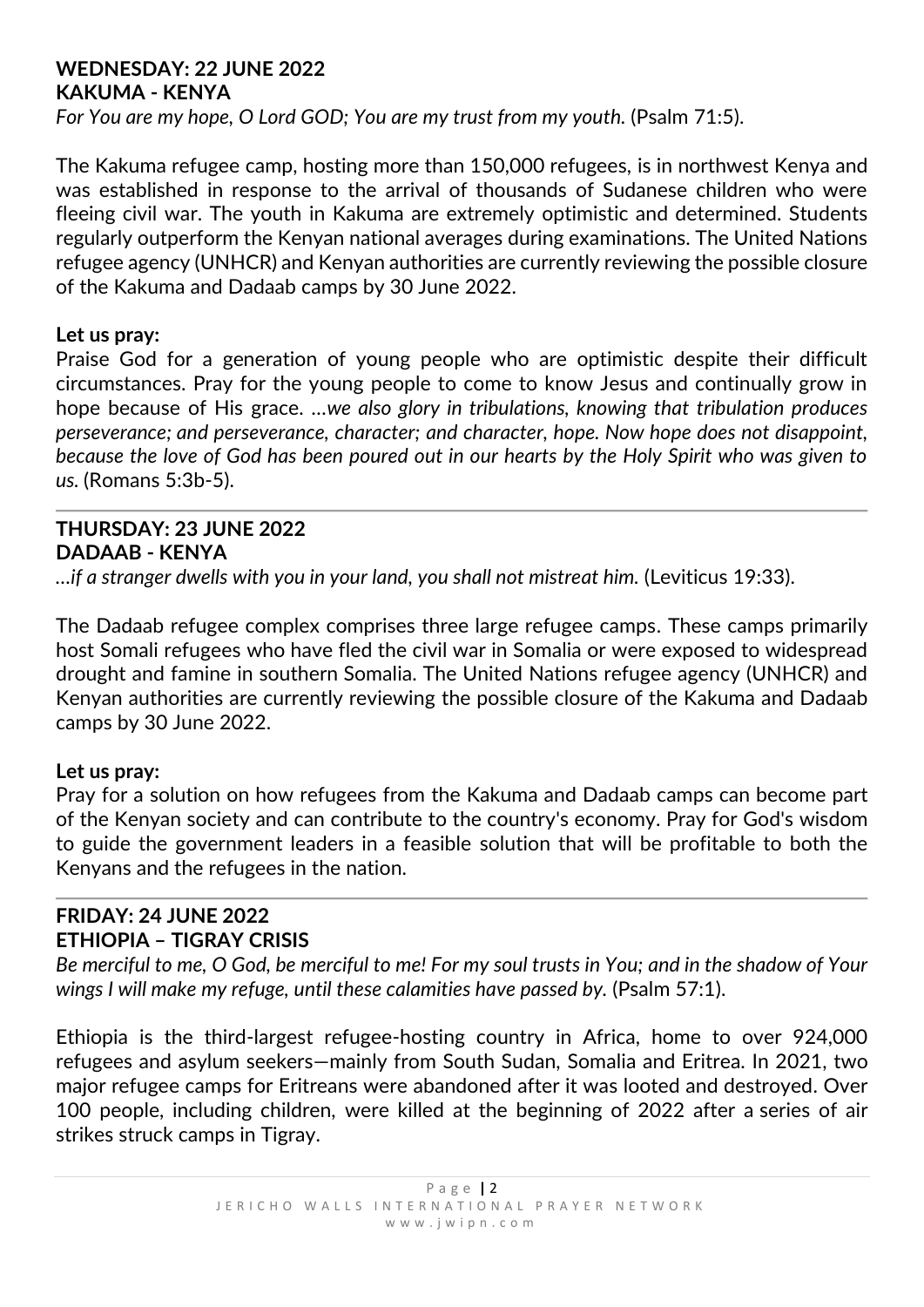**WEDNESDAY: 22 JUNE 2022**
**KAKUMA - KENYA**

*For You are my hope, O Lord GOD; You are my trust from my youth.* (Psalm 71:5).

The Kakuma refugee camp, hosting more than 150,000 refugees, is in northwest Kenya and was established in response to the arrival of thousands of Sudanese children who were fleeing civil war. The youth in Kakuma are extremely optimistic and determined. Students regularly outperform the Kenyan national averages during examinations. The United Nations refugee agency (UNHCR) and Kenyan authorities are currently reviewing the possible closure of the Kakuma and Dadaab camps by 30 June 2022.

**Let us pray:**

Praise God for a generation of young people who are optimistic despite their difficult circumstances. Pray for the young people to come to know Jesus and continually grow in hope because of His grace. *…we also glory in tribulations, knowing that tribulation produces perseverance; and perseverance, character; and character, hope. Now hope does not disappoint, because the love of God has been poured out in our hearts by the Holy Spirit who was given to us.* (Romans 5:3b-5).

---

**THURSDAY: 23 JUNE 2022**
**DADAAB - KENYA**

*…if a stranger dwells with you in your land, you shall not mistreat him.* (Leviticus 19:33).

The Dadaab refugee complex comprises three large refugee camps. These camps primarily host Somali refugees who have fled the civil war in Somalia or were exposed to widespread drought and famine in southern Somalia. The United Nations refugee agency (UNHCR) and Kenyan authorities are currently reviewing the possible closure of the Kakuma and Dadaab camps by 30 June 2022.

**Let us pray:**

Pray for a solution on how refugees from the Kakuma and Dadaab camps can become part of the Kenyan society and can contribute to the country's economy. Pray for God's wisdom to guide the government leaders in a feasible solution that will be profitable to both the Kenyans and the refugees in the nation.

---

**FRIDAY: 24 JUNE 2022**
**ETHIOPIA – TIGRAY CRISIS**

*Be merciful to me, O God, be merciful to me! For my soul trusts in You; and in the shadow of Your wings I will make my refuge, until these calamities have passed by.* (Psalm 57:1).

Ethiopia is the third-largest refugee-hosting country in Africa, home to over 924,000 refugees and asylum seekers—mainly from South Sudan, Somalia and Eritrea. In 2021, two major refugee camps for Eritreans were abandoned after it was looted and destroyed. Over 100 people, including children, were killed at the beginning of 2022 after a series of air strikes struck camps in Tigray.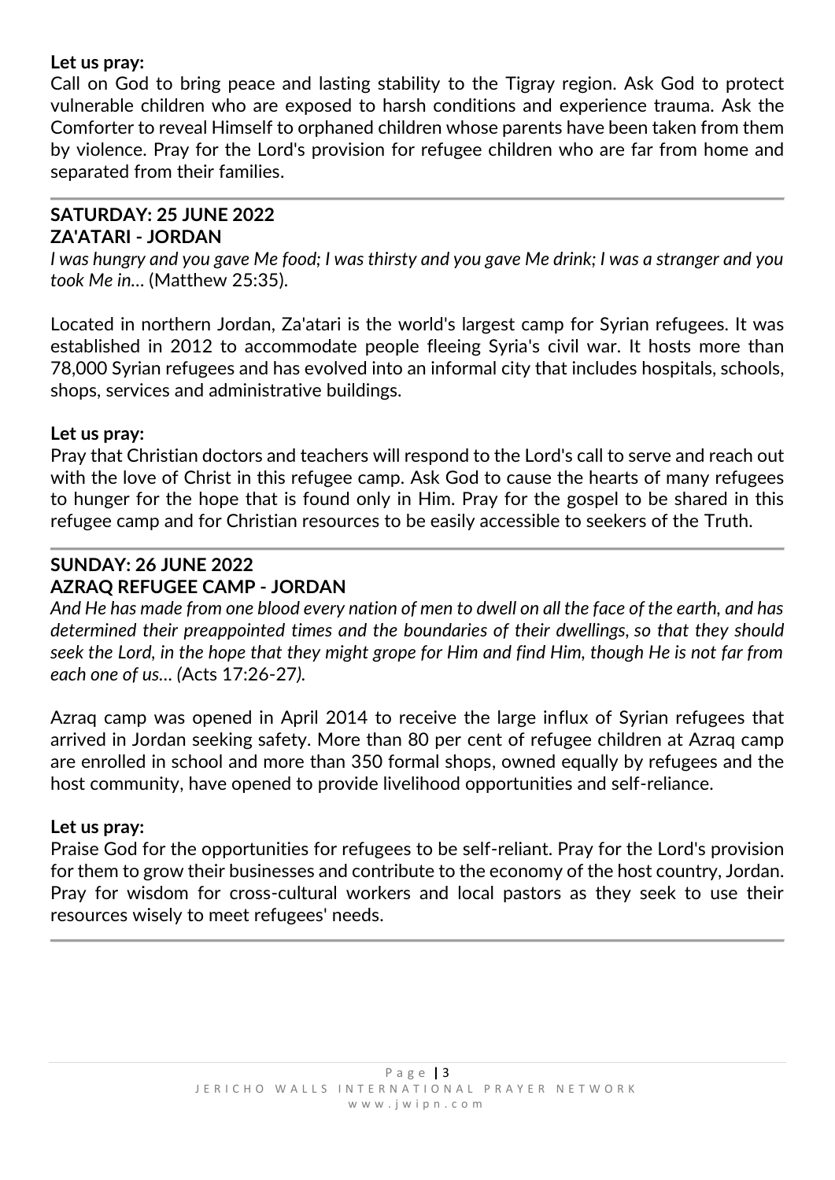**Let us pray:**
Call on God to bring peace and lasting stability to the Tigray region. Ask God to protect vulnerable children who are exposed to harsh conditions and experience trauma. Ask the Comforter to reveal Himself to orphaned children whose parents have been taken from them by violence. Pray for the Lord's provision for refugee children who are far from home and separated from their families.

---

## SATURDAY: 25 JUNE 2022
## ZA'ATARI - JORDAN

*I was hungry and you gave Me food; I was thirsty and you gave Me drink; I was a stranger and you took Me in...* (Matthew 25:35).

Located in northern Jordan, Za'atari is the world's largest camp for Syrian refugees. It was established in 2012 to accommodate people fleeing Syria's civil war. It hosts more than 78,000 Syrian refugees and has evolved into an informal city that includes hospitals, schools, shops, services and administrative buildings.

**Let us pray:**
Pray that Christian doctors and teachers will respond to the Lord's call to serve and reach out with the love of Christ in this refugee camp. Ask God to cause the hearts of many refugees to hunger for the hope that is found only in Him. Pray for the gospel to be shared in this refugee camp and for Christian resources to be easily accessible to seekers of the Truth.

---

## SUNDAY: 26 JUNE 2022
## AZRAQ REFUGEE CAMP - JORDAN

*And He has made from one blood every nation of men to dwell on all the face of the earth, and has determined their preappointed times and the boundaries of their dwellings, so that they should seek the Lord, in the hope that they might grope for Him and find Him, though He is not far from each one of us... (*Acts 17:26-27*).*

Azraq camp was opened in April 2014 to receive the large influx of Syrian refugees that arrived in Jordan seeking safety. More than 80 per cent of refugee children at Azraq camp are enrolled in school and more than 350 formal shops, owned equally by refugees and the host community, have opened to provide livelihood opportunities and self-reliance.

**Let us pray:**
Praise God for the opportunities for refugees to be self-reliant. Pray for the Lord's provision for them to grow their businesses and contribute to the economy of the host country, Jordan. Pray for wisdom for cross-cultural workers and local pastors as they seek to use their resources wisely to meet refugees' needs.

---